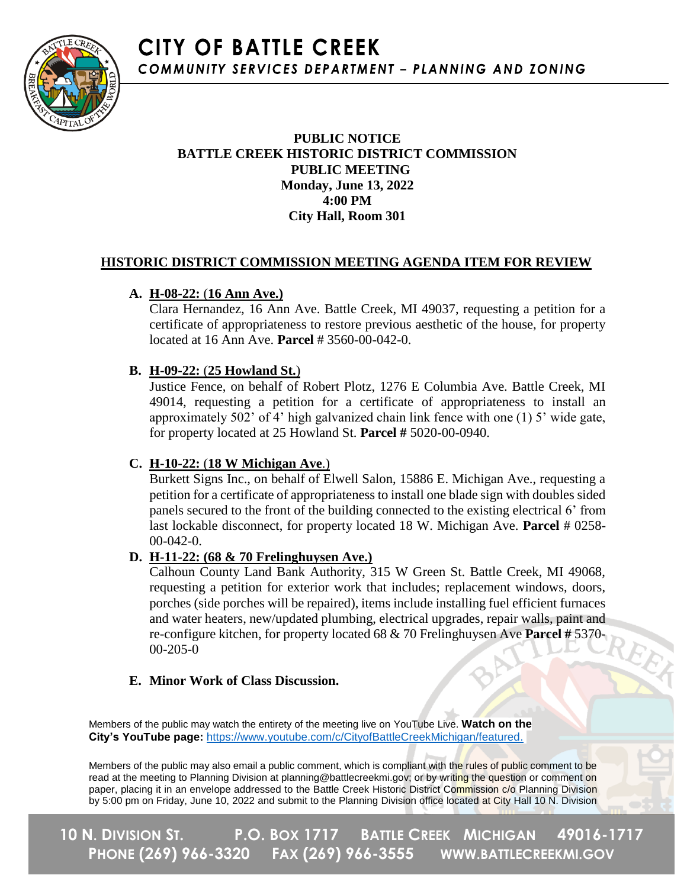# CITY OF BATTLE CREEK

*COMMUNITY SERVICES DEPARTMENT – PLANNING AND ZONING*

**PUBLIC NOTICE**
**BATTLE CREEK HISTORIC DISTRICT COMMISSION**
**PUBLIC MEETING**
**Monday, June 13, 2022**
**4:00 PM**
**City Hall, Room 301**

## HISTORIC DISTRICT COMMISSION MEETING AGENDA ITEM FOR REVIEW

**A. H-08-22: (16 Ann Ave.)**
Clara Hernandez, 16 Ann Ave. Battle Creek, MI 49037, requesting a petition for a certificate of appropriateness to restore previous aesthetic of the house, for property located at 16 Ann Ave. **Parcel** # 3560-00-042-0.

**B. H-09-22: (25 Howland St.)**
Justice Fence, on behalf of Robert Plotz, 1276 E Columbia Ave. Battle Creek, MI 49014, requesting a petition for a certificate of appropriateness to install an approximately 502' of 4' high galvanized chain link fence with one (1) 5' wide gate, for property located at 25 Howland St. **Parcel #** 5020-00-0940.

**C. H-10-22: (18 W Michigan Ave.)**
Burkett Signs Inc., on behalf of Elwell Salon, 15886 E. Michigan Ave., requesting a petition for a certificate of appropriateness to install one blade sign with doubles sided panels secured to the front of the building connected to the existing electrical 6' from last lockable disconnect, for property located 18 W. Michigan Ave. **Parcel** # 0258-00-042-0.

**D. H-11-22: (68 & 70 Frelinghuysen Ave.)**
Calhoun County Land Bank Authority, 315 W Green St. Battle Creek, MI 49068, requesting a petition for exterior work that includes; replacement windows, doors, porches (side porches will be repaired), items include installing fuel efficient furnaces and water heaters, new/updated plumbing, electrical upgrades, repair walls, paint and re-configure kitchen, for property located 68 & 70 Frelinghuysen Ave **Parcel #** 5370-00-205-0

**E. Minor Work of Class Discussion.**

Members of the public may watch the entirety of the meeting live on YouTube Live. **Watch on the City's YouTube page:** https://www.youtube.com/c/CityofBattleCreekMichigan/featured.

Members of the public may also email a public comment, which is compliant with the rules of public comment to be read at the meeting to Planning Division at planning@battlecreekmi.gov; or by writing the question or comment on paper, placing it in an envelope addressed to the Battle Creek Historic District Commission c/o Planning Division by 5:00 pm on Friday, June 10, 2022 and submit to the Planning Division office located at City Hall 10 N. Division

10 N. DIVISION ST. P.O. BOX 1717 BATTLE CREEK MICHIGAN 49016-1717
PHONE (269) 966-3320 FAX (269) 966-3555 WWW.BATTLECREEKMI.GOV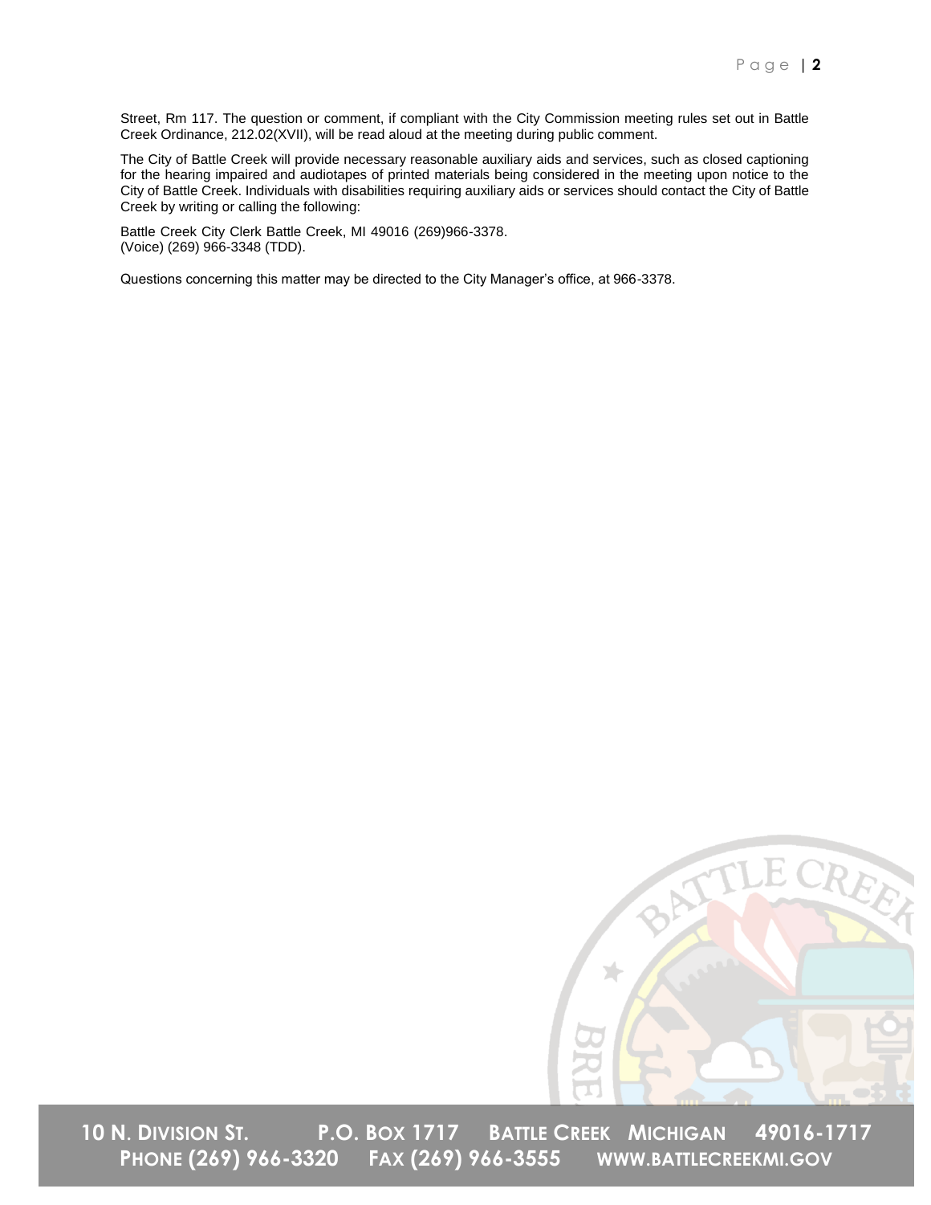Street, Rm 117. The question or comment, if compliant with the City Commission meeting rules set out in Battle Creek Ordinance, 212.02(XVII), will be read aloud at the meeting during public comment.

The City of Battle Creek will provide necessary reasonable auxiliary aids and services, such as closed captioning for the hearing impaired and audiotapes of printed materials being considered in the meeting upon notice to the City of Battle Creek. Individuals with disabilities requiring auxiliary aids or services should contact the City of Battle Creek by writing or calling the following:

Battle Creek City Clerk Battle Creek, MI 49016 (269)966-3378.
(Voice) (269) 966-3348 (TDD).

Questions concerning this matter may be directed to the City Manager's office, at 966-3378.